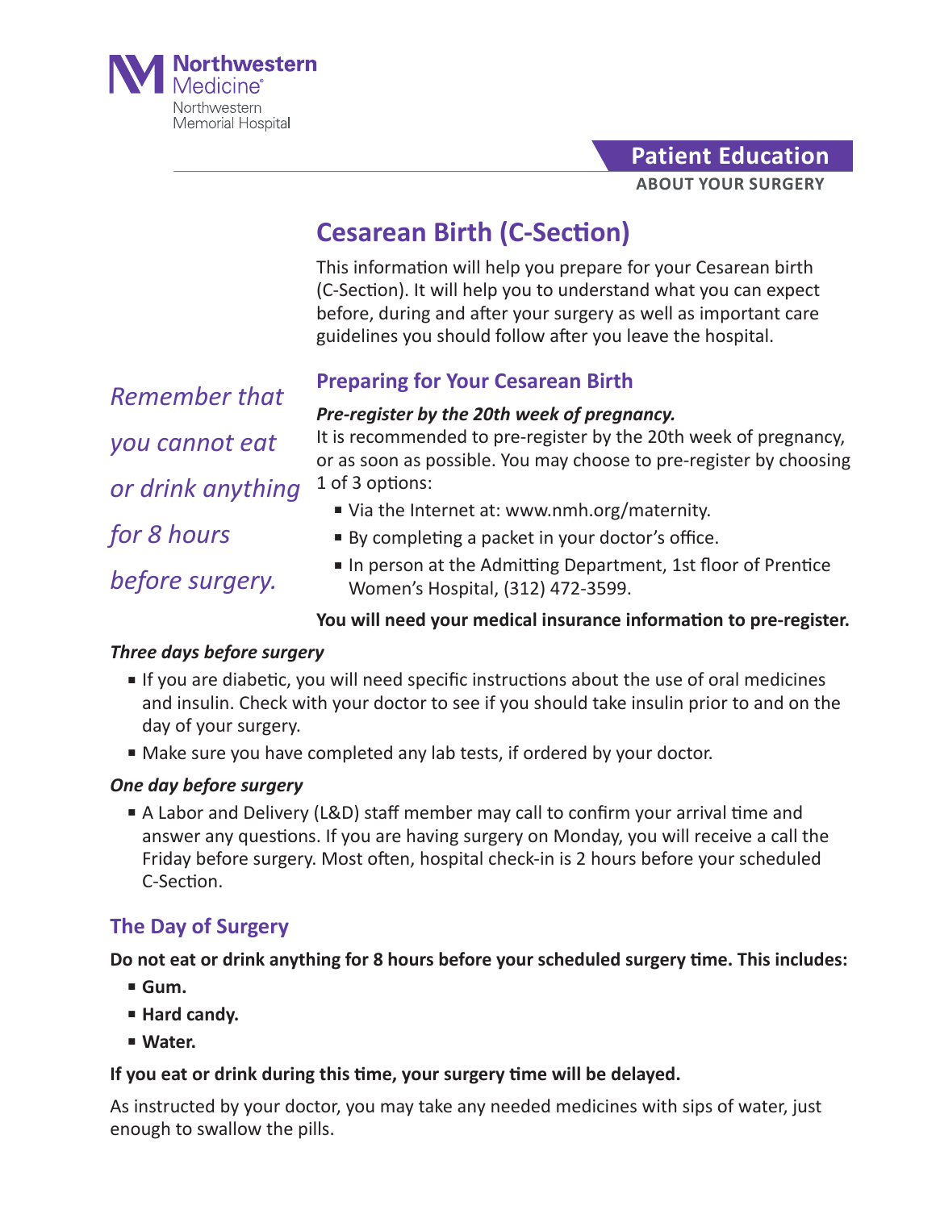Northwestern Medicine
Northwestern Memorial Hospital

**Patient Education**
**ABOUT YOUR SURGERY**

# Cesarean Birth (C-Section)

This information will help you prepare for your Cesarean birth (C-Section). It will help you to understand what you can expect before, during and after your surgery as well as important care guidelines you should follow after you leave the hospital.

*Remember that you cannot eat or drink anything for 8 hours before surgery.*

## Preparing for Your Cesarean Birth

***Pre-register by the 20th week of pregnancy.***

It is recommended to pre-register by the 20th week of pregnancy, or as soon as possible. You may choose to pre-register by choosing 1 of 3 options:

- Via the Internet at: www.nmh.org/maternity.
- By completing a packet in your doctor's office.
- In person at the Admitting Department, 1st floor of Prentice Women's Hospital, (312) 472-3599.

**You will need your medical insurance information to pre-register.**

***Three days before surgery***

- If you are diabetic, you will need specific instructions about the use of oral medicines and insulin. Check with your doctor to see if you should take insulin prior to and on the day of your surgery.
- Make sure you have completed any lab tests, if ordered by your doctor.

***One day before surgery***

- A Labor and Delivery (L&D) staff member may call to confirm your arrival time and answer any questions. If you are having surgery on Monday, you will receive a call the Friday before surgery. Most often, hospital check-in is 2 hours before your scheduled C-Section.

## The Day of Surgery

**Do not eat or drink anything for 8 hours before your scheduled surgery time. This includes:**

- **Gum.**
- **Hard candy.**
- **Water.**

**If you eat or drink during this time, your surgery time will be delayed.**

As instructed by your doctor, you may take any needed medicines with sips of water, just enough to swallow the pills.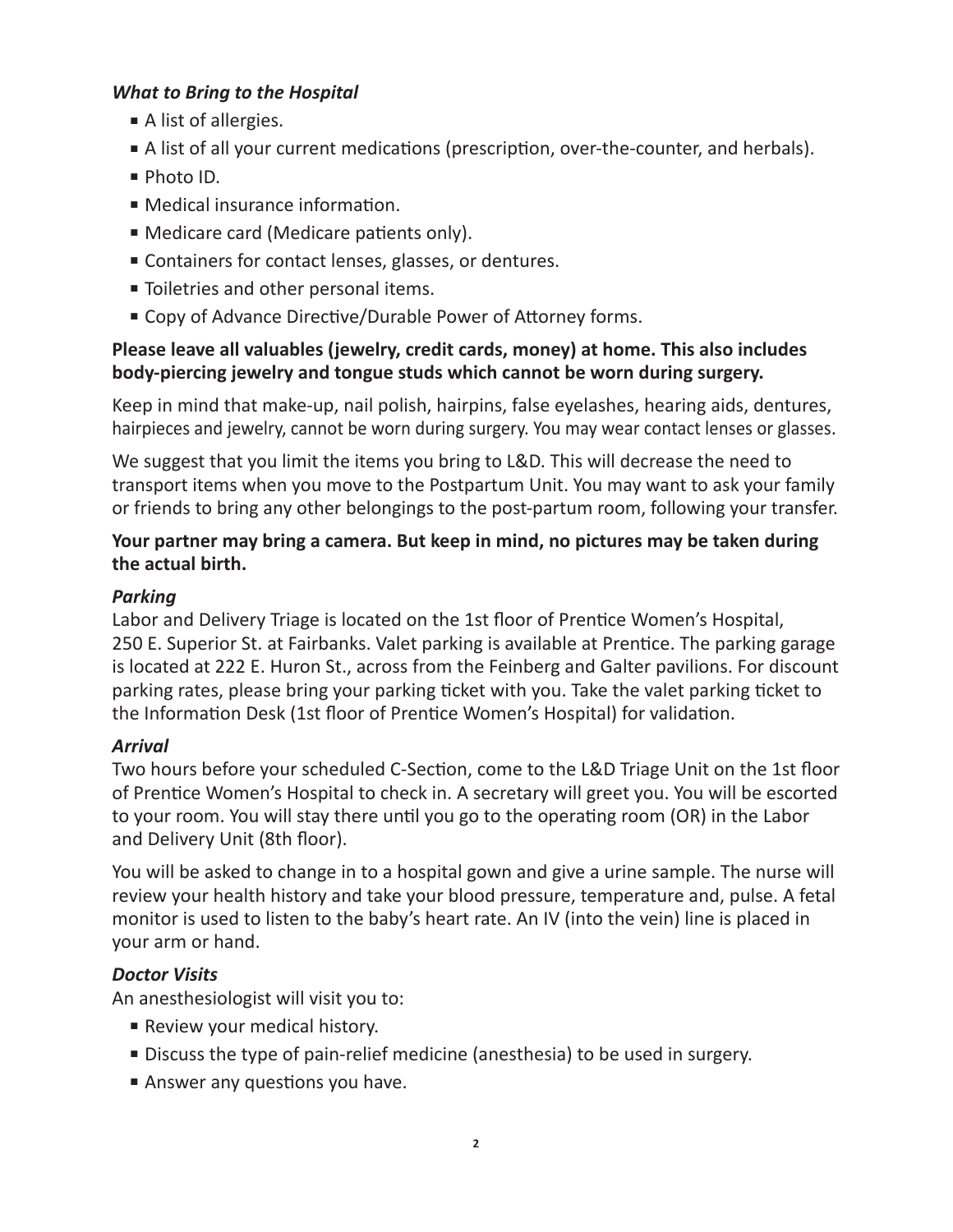### *What to Bring to the Hospital*

- A list of allergies.
- A list of all your current medications (prescription, over-the-counter, and herbals).
- Photo ID.
- Medical insurance information.
- Medicare card (Medicare patients only).
- Containers for contact lenses, glasses, or dentures.
- Toiletries and other personal items.
- Copy of Advance Directive/Durable Power of Attorney forms.

**Please leave all valuables (jewelry, credit cards, money) at home. This also includes body-piercing jewelry and tongue studs which cannot be worn during surgery.**

Keep in mind that make-up, nail polish, hairpins, false eyelashes, hearing aids, dentures, hairpieces and jewelry, cannot be worn during surgery. You may wear contact lenses or glasses.

We suggest that you limit the items you bring to L&D. This will decrease the need to transport items when you move to the Postpartum Unit. You may want to ask your family or friends to bring any other belongings to the post-partum room, following your transfer.

**Your partner may bring a camera. But keep in mind, no pictures may be taken during the actual birth.**

### *Parking*

Labor and Delivery Triage is located on the 1st floor of Prentice Women's Hospital, 250 E. Superior St. at Fairbanks. Valet parking is available at Prentice. The parking garage is located at 222 E. Huron St., across from the Feinberg and Galter pavilions. For discount parking rates, please bring your parking ticket with you. Take the valet parking ticket to the Information Desk (1st floor of Prentice Women's Hospital) for validation.

### *Arrival*

Two hours before your scheduled C-Section, come to the L&D Triage Unit on the 1st floor of Prentice Women's Hospital to check in. A secretary will greet you. You will be escorted to your room. You will stay there until you go to the operating room (OR) in the Labor and Delivery Unit (8th floor).

You will be asked to change in to a hospital gown and give a urine sample. The nurse will review your health history and take your blood pressure, temperature and, pulse. A fetal monitor is used to listen to the baby's heart rate. An IV (into the vein) line is placed in your arm or hand.

### *Doctor Visits*

An anesthesiologist will visit you to:

- Review your medical history.
- Discuss the type of pain-relief medicine (anesthesia) to be used in surgery.
- Answer any questions you have.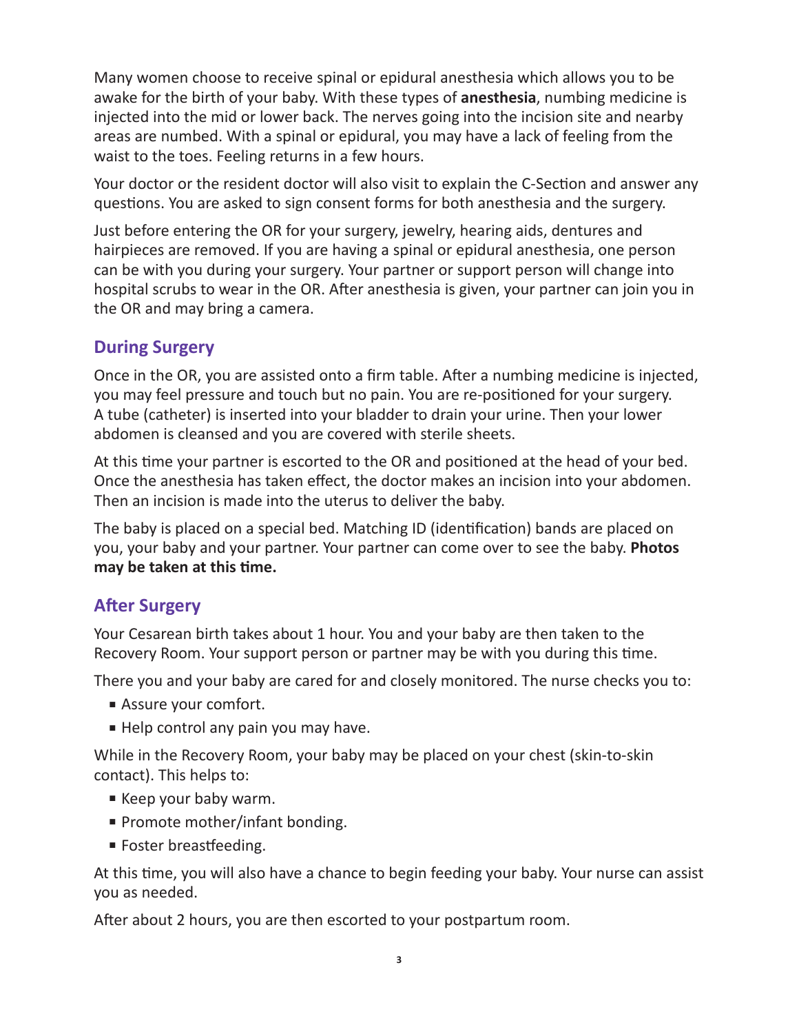Many women choose to receive spinal or epidural anesthesia which allows you to be awake for the birth of your baby. With these types of **anesthesia**, numbing medicine is injected into the mid or lower back. The nerves going into the incision site and nearby areas are numbed. With a spinal or epidural, you may have a lack of feeling from the waist to the toes. Feeling returns in a few hours.

Your doctor or the resident doctor will also visit to explain the C-Section and answer any questions. You are asked to sign consent forms for both anesthesia and the surgery.

Just before entering the OR for your surgery, jewelry, hearing aids, dentures and hairpieces are removed. If you are having a spinal or epidural anesthesia, one person can be with you during your surgery. Your partner or support person will change into hospital scrubs to wear in the OR. After anesthesia is given, your partner can join you in the OR and may bring a camera.

## During Surgery

Once in the OR, you are assisted onto a firm table. After a numbing medicine is injected, you may feel pressure and touch but no pain. You are re-positioned for your surgery. A tube (catheter) is inserted into your bladder to drain your urine. Then your lower abdomen is cleansed and you are covered with sterile sheets.

At this time your partner is escorted to the OR and positioned at the head of your bed. Once the anesthesia has taken effect, the doctor makes an incision into your abdomen. Then an incision is made into the uterus to deliver the baby.

The baby is placed on a special bed. Matching ID (identification) bands are placed on you, your baby and your partner. Your partner can come over to see the baby. **Photos may be taken at this time.**

## After Surgery

Your Cesarean birth takes about 1 hour. You and your baby are then taken to the Recovery Room. Your support person or partner may be with you during this time.

There you and your baby are cared for and closely monitored. The nurse checks you to:

- Assure your comfort.
- Help control any pain you may have.

While in the Recovery Room, your baby may be placed on your chest (skin-to-skin contact). This helps to:

- Keep your baby warm.
- Promote mother/infant bonding.
- Foster breastfeeding.

At this time, you will also have a chance to begin feeding your baby. Your nurse can assist you as needed.

After about 2 hours, you are then escorted to your postpartum room.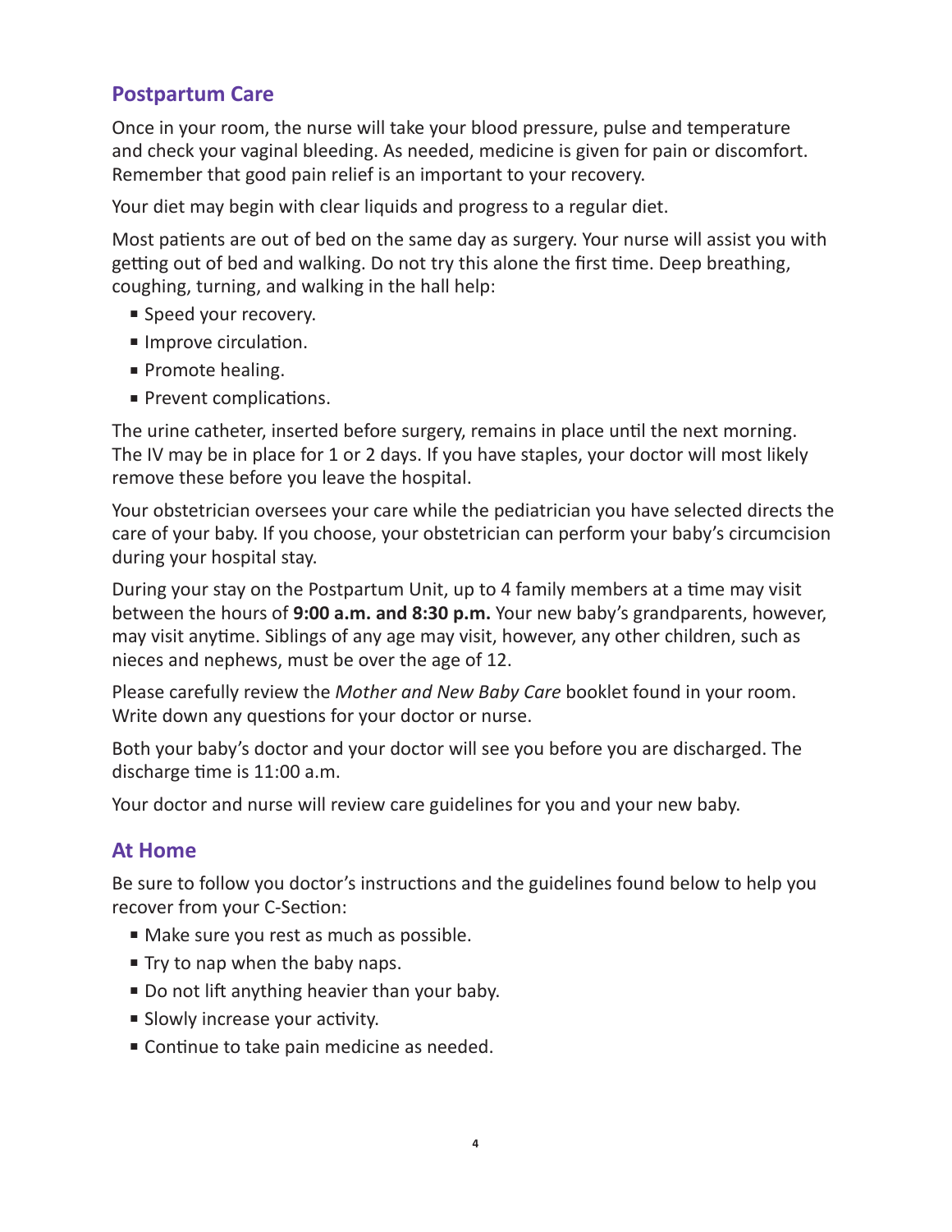## Postpartum Care

Once in your room, the nurse will take your blood pressure, pulse and temperature and check your vaginal bleeding. As needed, medicine is given for pain or discomfort. Remember that good pain relief is an important to your recovery.

Your diet may begin with clear liquids and progress to a regular diet.

Most patients are out of bed on the same day as surgery. Your nurse will assist you with getting out of bed and walking. Do not try this alone the first time. Deep breathing, coughing, turning, and walking in the hall help:

- Speed your recovery.
- Improve circulation.
- Promote healing.
- Prevent complications.

The urine catheter, inserted before surgery, remains in place until the next morning. The IV may be in place for 1 or 2 days. If you have staples, your doctor will most likely remove these before you leave the hospital.

Your obstetrician oversees your care while the pediatrician you have selected directs the care of your baby. If you choose, your obstetrician can perform your baby's circumcision during your hospital stay.

During your stay on the Postpartum Unit, up to 4 family members at a time may visit between the hours of **9:00 a.m. and 8:30 p.m.** Your new baby's grandparents, however, may visit anytime. Siblings of any age may visit, however, any other children, such as nieces and nephews, must be over the age of 12.

Please carefully review the *Mother and New Baby Care* booklet found in your room. Write down any questions for your doctor or nurse.

Both your baby's doctor and your doctor will see you before you are discharged. The discharge time is 11:00 a.m.

Your doctor and nurse will review care guidelines for you and your new baby.

## At Home

Be sure to follow you doctor's instructions and the guidelines found below to help you recover from your C-Section:

- Make sure you rest as much as possible.
- Try to nap when the baby naps.
- Do not lift anything heavier than your baby.
- Slowly increase your activity.
- Continue to take pain medicine as needed.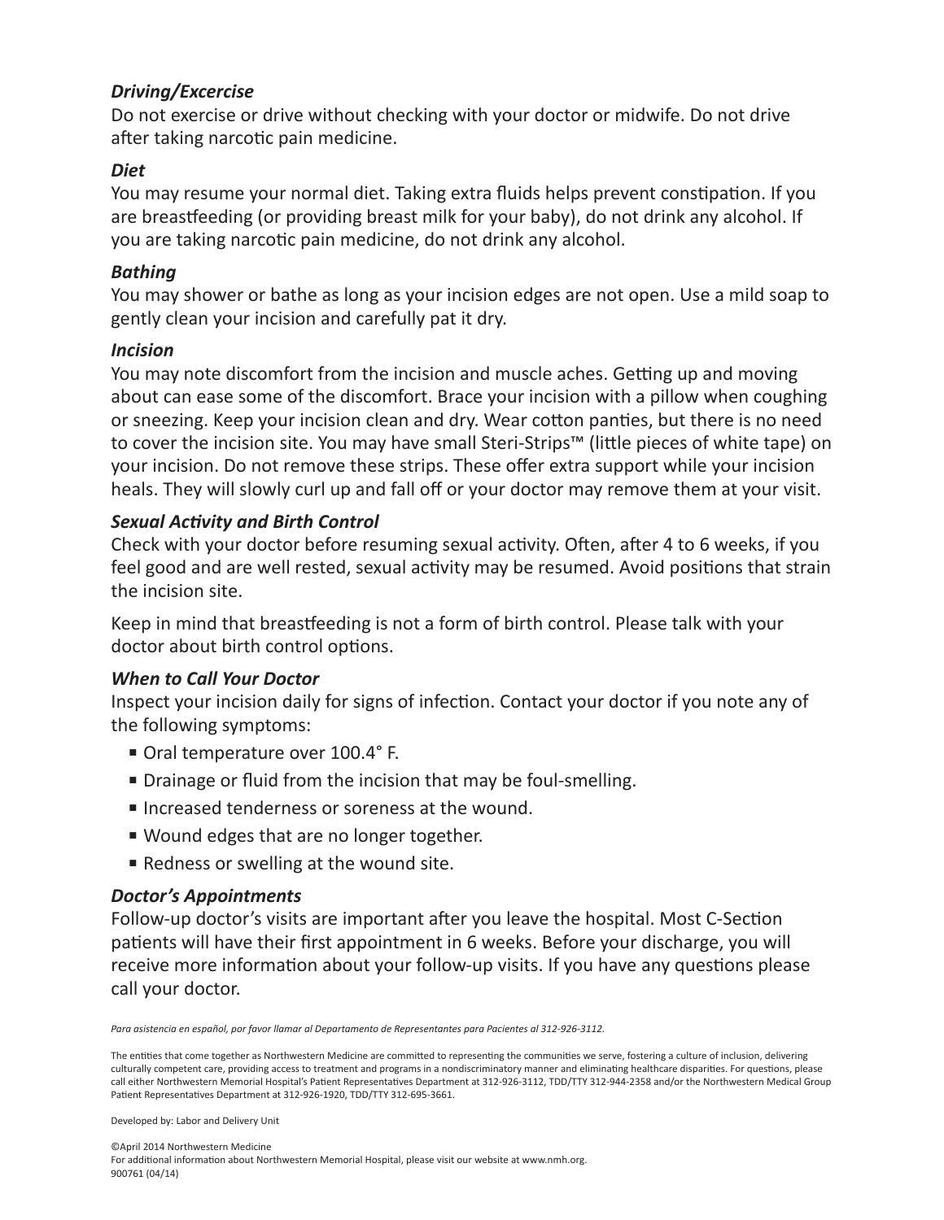### *Driving/Excercise*

Do not exercise or drive without checking with your doctor or midwife. Do not drive after taking narcotic pain medicine.

### *Diet*

You may resume your normal diet. Taking extra fluids helps prevent constipation. If you are breastfeeding (or providing breast milk for your baby), do not drink any alcohol. If you are taking narcotic pain medicine, do not drink any alcohol.

### *Bathing*

You may shower or bathe as long as your incision edges are not open. Use a mild soap to gently clean your incision and carefully pat it dry.

### *Incision*

You may note discomfort from the incision and muscle aches. Getting up and moving about can ease some of the discomfort. Brace your incision with a pillow when coughing or sneezing. Keep your incision clean and dry. Wear cotton panties, but there is no need to cover the incision site. You may have small Steri-Strips™ (little pieces of white tape) on your incision. Do not remove these strips. These offer extra support while your incision heals. They will slowly curl up and fall off or your doctor may remove them at your visit.

### *Sexual Activity and Birth Control*

Check with your doctor before resuming sexual activity. Often, after 4 to 6 weeks, if you feel good and are well rested, sexual activity may be resumed. Avoid positions that strain the incision site.

Keep in mind that breastfeeding is not a form of birth control. Please talk with your doctor about birth control options.

### *When to Call Your Doctor*

Inspect your incision daily for signs of infection. Contact your doctor if you note any of the following symptoms:

- Oral temperature over 100.4° F.
- Drainage or fluid from the incision that may be foul-smelling.
- Increased tenderness or soreness at the wound.
- Wound edges that are no longer together.
- Redness or swelling at the wound site.

### *Doctor's Appointments*

Follow-up doctor's visits are important after you leave the hospital. Most C-Section patients will have their first appointment in 6 weeks. Before your discharge, you will receive more information about your follow-up visits. If you have any questions please call your doctor.

*Para asistencia en español, por favor llamar al Departamento de Representantes para Pacientes al 312-926-3112.*

The entities that come together as Northwestern Medicine are committed to representing the communities we serve, fostering a culture of inclusion, delivering culturally competent care, providing access to treatment and programs in a nondiscriminatory manner and eliminating healthcare disparities. For questions, please call either Northwestern Memorial Hospital's Patient Representatives Department at 312-926-3112, TDD/TTY 312-944-2358 and/or the Northwestern Medical Group Patient Representatives Department at 312-926-1920, TDD/TTY 312-695-3661.

Developed by: Labor and Delivery Unit

©April 2014 Northwestern Medicine
For additional information about Northwestern Memorial Hospital, please visit our website at www.nmh.org.
900761 (04/14)